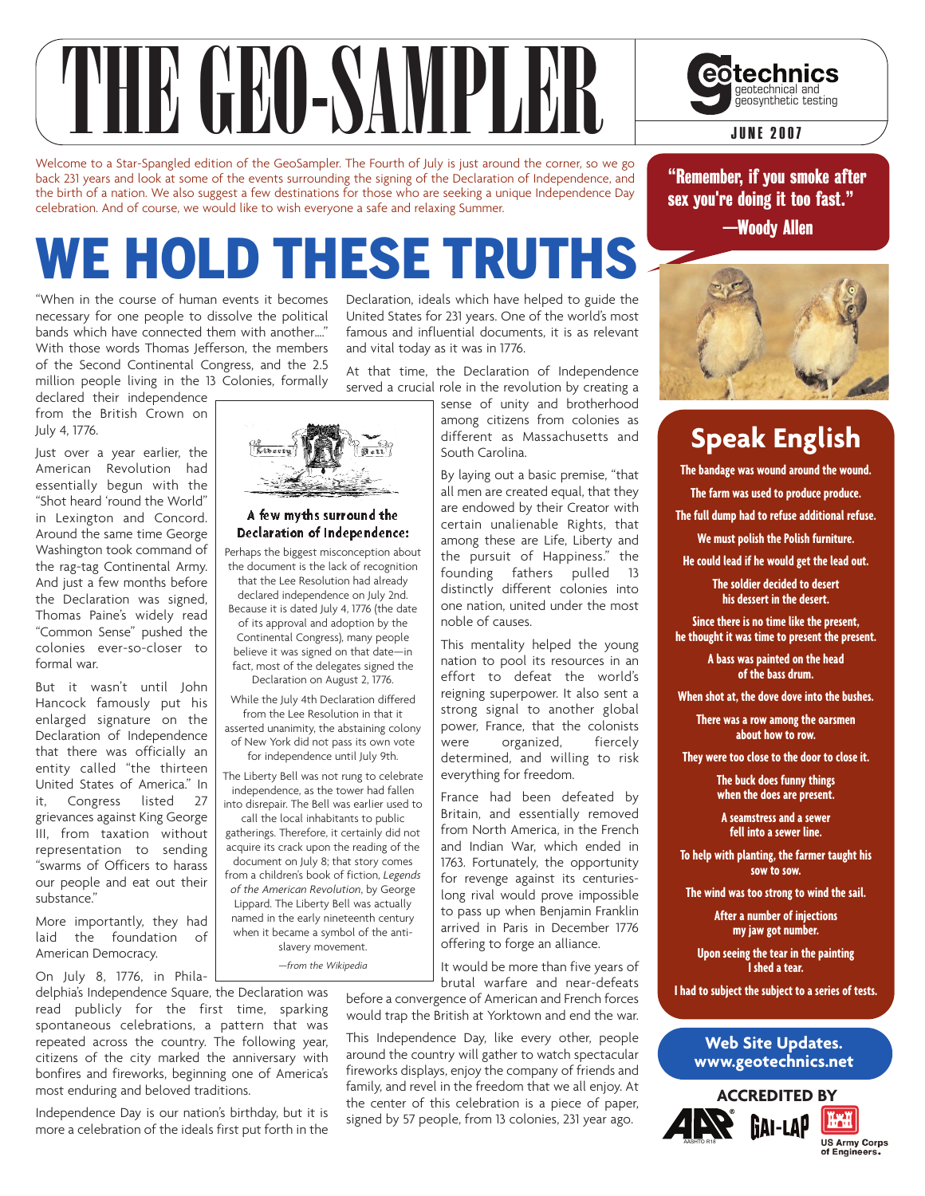# THE GEO-SAMPLER

geotechnics — geotechnical and geosynthetic testing

JUNE 2007

Welcome to a Star-Spangled edition of the GeoSampler. The Fourth of July is just around the corner, so we go back 231 years and look at some of the events surrounding the signing of the Declaration of Independence, and the birth of a nation. We also suggest a few destinations for those who are seeking a unique Independence Day celebration. And of course, we would like to wish everyone a safe and relaxing Summer.

# WE HOLD THESE TRUTHS

"When in the course of human events it becomes necessary for one people to dissolve the political bands which have connected them with another...." With those words Thomas Jefferson, the members of the Second Continental Congress, and the 2.5 million people living in the 13 Colonies, formally declared their independence from the British Crown on July 4, 1776.

Just over a year earlier, the American Revolution had essentially begun with the "Shot heard 'round the World" in Lexington and Concord. Around the same time George Washington took command of the rag-tag Continental Army. And just a few months before the Declaration was signed, Thomas Paine's widely read "Common Sense" pushed the colonies ever-so-closer to formal war.

But it wasn't until John Hancock famously put his enlarged signature on the Declaration of Independence that there was officially an entity called "the thirteen United States of America." In it, Congress listed 27 grievances against King George III, from taxation without representation to sending "swarms of Officers to harass our people and eat out their substance."

More importantly, they had laid the foundation of American Democracy.

On July 8, 1776, in Philadelphia's Independence Square, the Declaration was read publicly for the first time, sparking spontaneous celebrations, a pattern that was repeated across the country. The following year, citizens of the city marked the anniversary with bonfires and fireworks, beginning one of America's most enduring and beloved traditions.

Independence Day is our nation's birthday, but it is more a celebration of the ideals first put forth in the Declaration, ideals which have helped to guide the United States for 231 years. One of the world's most famous and influential documents, it is as relevant and vital today as it was in 1776.

At that time, the Declaration of Independence served a crucial role in the revolution by creating a sense of unity and brotherhood among citizens from colonies as different as Massachusetts and South Carolina.

By laying out a basic premise, "that all men are created equal, that they are endowed by their Creator with certain unalienable Rights, that among these are Life, Liberty and the pursuit of Happiness." the founding fathers pulled 13 distinctly different colonies into one nation, united under the most noble of causes.

This mentality helped the young nation to pool its resources in an effort to defeat the world's reigning superpower. It also sent a strong signal to another global power, France, that the colonists were organized, fiercely determined, and willing to risk everything for freedom.

France had been defeated by Britain, and essentially removed from North America, in the French and Indian War, which ended in 1763. Fortunately, the opportunity for revenge against its centuries-long rival would prove impossible to pass up when Benjamin Franklin arrived in Paris in December 1776 offering to forge an alliance.

It would be more than five years of brutal warfare and near-defeats before a convergence of American and French forces would trap the British at Yorktown and end the war.

This Independence Day, like every other, people around the country will gather to watch spectacular fireworks displays, enjoy the company of friends and family, and revel in the freedom that we all enjoy. At the center of this celebration is a piece of paper, signed by 57 people, from 13 colonies, 231 year ago.

### A few myths surround the Declaration of Independence:

Perhaps the biggest misconception about the document is the lack of recognition that the Lee Resolution had already declared independence on July 2nd. Because it is dated July 4, 1776 (the date of its approval and adoption by the Continental Congress), many people believe it was signed on that date—in fact, most of the delegates signed the Declaration on August 2, 1776.

While the July 4th Declaration differed from the Lee Resolution in that it asserted unanimity, the abstaining colony of New York did not pass its own vote for independence until July 9th.

The Liberty Bell was not rung to celebrate independence, as the tower had fallen into disrepair. The Bell was earlier used to call the local inhabitants to public gatherings. Therefore, it certainly did not acquire its crack upon the reading of the document on July 8; that story comes from a children's book of fiction, *Legends of the American Revolution*, by George Lippard. The Liberty Bell was actually named in the early nineteenth century when it became a symbol of the anti-slavery movement.

*—from the Wikipedia*

**"Remember, if you smoke after sex you're doing it too fast." —Woody Allen**

## Speak English

The bandage was wound around the wound.

The farm was used to produce produce.

The full dump had to refuse additional refuse.

We must polish the Polish furniture.

He could lead if he would get the lead out.

The soldier decided to desert his dessert in the desert.

Since there is no time like the present, he thought it was time to present the present.

A bass was painted on the head of the bass drum.

When shot at, the dove dove into the bushes.

There was a row among the oarsmen about how to row.

They were too close to the door to close it.

The buck does funny things when the does are present.

A seamstress and a sewer fell into a sewer line.

To help with planting, the farmer taught his sow to sow.

The wind was too strong to wind the sail.

After a number of injections my jaw got number.

Upon seeing the tear in the painting I shed a tear.

I had to subject the subject to a series of tests.

**Web Site Updates.**
**www.geotechnics.net**

**ACCREDITED BY**

AASHTO R18 — GAI-LAP — US Army Corps of Engineers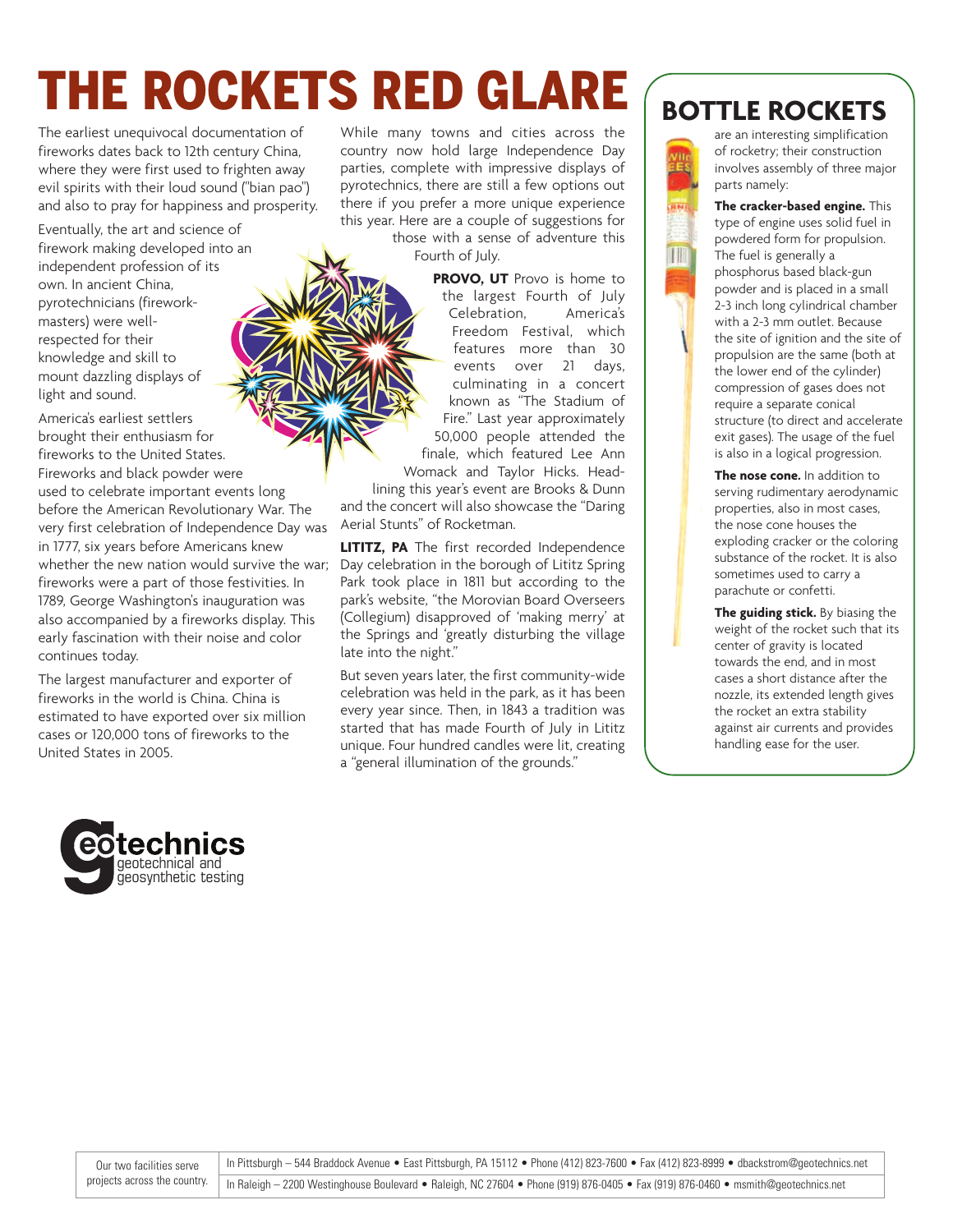# THE ROCKETS RED GLARE

The earliest unequivocal documentation of fireworks dates back to 12th century China, where they were first used to frighten away evil spirits with their loud sound ("bian pao") and also to pray for happiness and prosperity.

Eventually, the art and science of firework making developed into an independent profession of its own. In ancient China, pyrotechnicians (firework-masters) were well-respected for their knowledge and skill to mount dazzling displays of light and sound.

America's earliest settlers brought their enthusiasm for fireworks to the United States. Fireworks and black powder were used to celebrate important events long before the American Revolutionary War. The very first celebration of Independence Day was in 1777, six years before Americans knew whether the new nation would survive the war; fireworks were a part of those festivities. In 1789, George Washington's inauguration was also accompanied by a fireworks display. This early fascination with their noise and color continues today.

The largest manufacturer and exporter of fireworks in the world is China. China is estimated to have exported over six million cases or 120,000 tons of fireworks to the United States in 2005.

While many towns and cities across the country now hold large Independence Day parties, complete with impressive displays of pyrotechnics, there are still a few options out there if you prefer a more unique experience this year. Here are a couple of suggestions for those with a sense of adventure this Fourth of July.

**PROVO, UT** Provo is home to the largest Fourth of July Celebration, America's Freedom Festival, which features more than 30 events over 21 days, culminating in a concert known as "The Stadium of Fire." Last year approximately 50,000 people attended the finale, which featured Lee Ann Womack and Taylor Hicks. Head-lining this year's event are Brooks & Dunn and the concert will also showcase the "Daring Aerial Stunts" of Rocketman.

**LITITZ, PA** The first recorded Independence Day celebration in the borough of Lititz Spring Park took place in 1811 but according to the park's website, "the Morovian Board Overseers (Collegium) disapproved of 'making merry' at the Springs and 'greatly disturbing the village late into the night."

But seven years later, the first community-wide celebration was held in the park, as it has been every year since. Then, in 1843 a tradition was started that has made Fourth of July in Lititz unique. Four hundred candles were lit, creating a "general illumination of the grounds."

## BOTTLE ROCKETS

are an interesting simplification of rocketry; their construction involves assembly of three major parts namely:

**The cracker-based engine.** This type of engine uses solid fuel in powdered form for propulsion. The fuel is generally a phosphorus based black-gun powder and is placed in a small 2-3 inch long cylindrical chamber with a 2-3 mm outlet. Because the site of ignition and the site of propulsion are the same (both at the lower end of the cylinder) compression of gases does not require a separate conical structure (to direct and accelerate exit gases). The usage of the fuel is also in a logical progression.

**The nose cone.** In addition to serving rudimentary aerodynamic properties, also in most cases, the nose cone houses the exploding cracker or the coloring substance of the rocket. It is also sometimes used to carry a parachute or confetti.

**The guiding stick.** By biasing the weight of the rocket such that its center of gravity is located towards the end, and in most cases a short distance after the nozzle, its extended length gives the rocket an extra stability against air currents and provides handling ease for the user.

geotechnics
geotechnical and geosynthetic testing

| | |
|---|---|
| Our two facilities serve projects across the country. | In Pittsburgh – 544 Braddock Avenue • East Pittsburgh, PA 15112 • Phone (412) 823-7600 • Fax (412) 823-8999 • dbackstrom@geotechnics.net |
| | In Raleigh – 2200 Westinghouse Boulevard • Raleigh, NC 27604 • Phone (919) 876-0405 • Fax (919) 876-0460 • msmith@geotechnics.net |